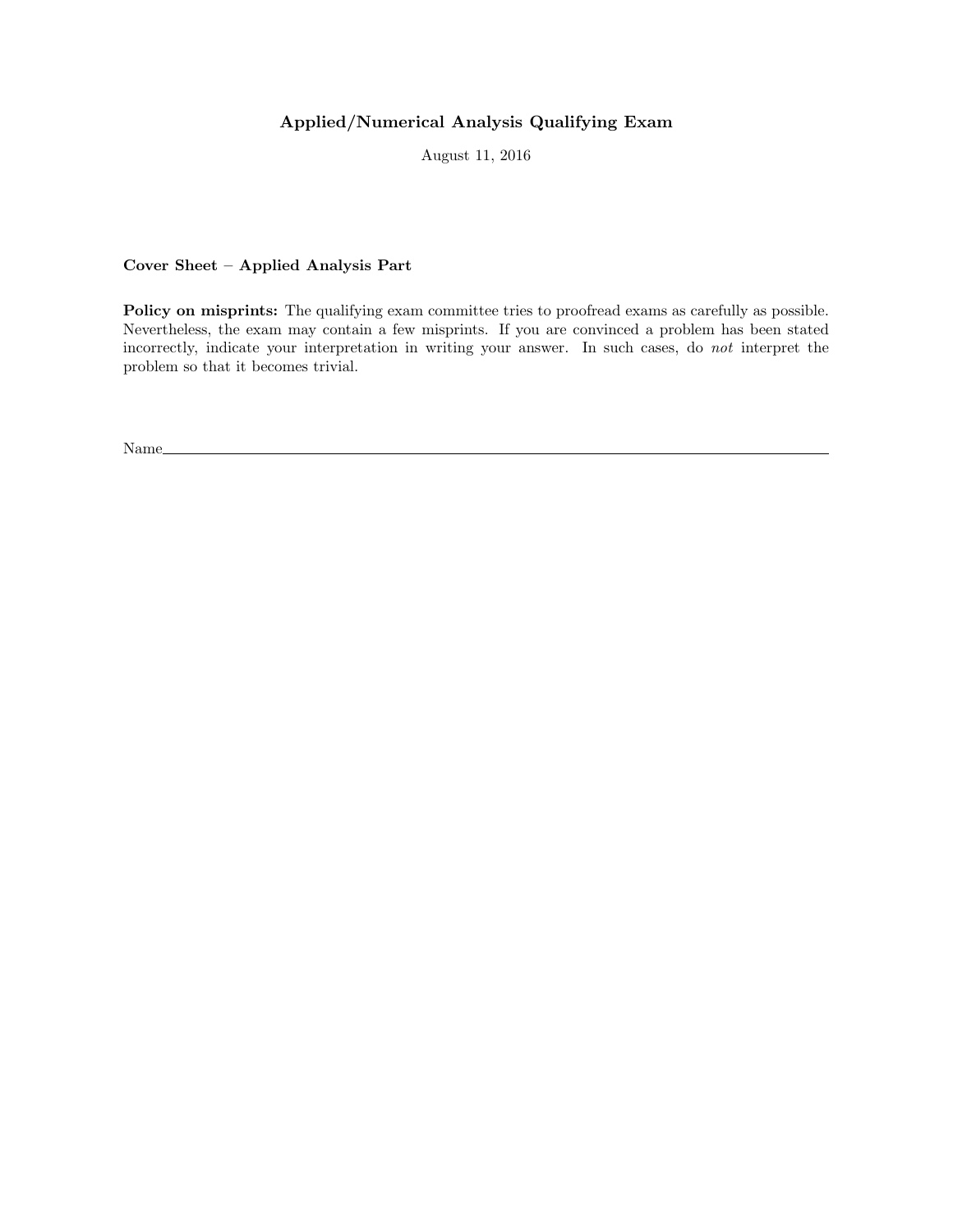# Applied/Numerical Analysis Qualifying Exam

August 11, 2016

**Cover Sheet – Applied Analysis Part**

**Policy on misprints:** The qualifying exam committee tries to proofread exams as carefully as possible. Nevertheless, the exam may contain a few misprints. If you are convinced a problem has been stated incorrectly, indicate your interpretation in writing your answer. In such cases, do *not* interpret the problem so that it becomes trivial.

Name\_\_\_\_\_\_\_\_\_\_\_\_\_\_\_\_\_\_\_\_\_\_\_\_\_\_\_\_\_\_\_\_\_\_\_\_\_\_\_\_\_\_\_\_\_\_\_\_\_\_\_\_\_\_\_\_\_\_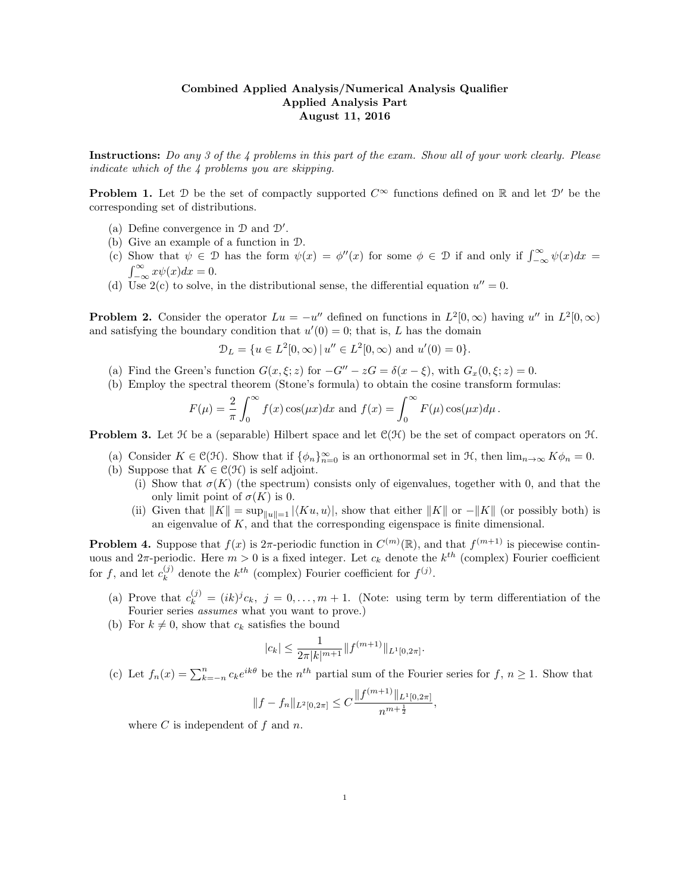**Combined Applied Analysis/Numerical Analysis Qualifier**
**Applied Analysis Part**
**August 11, 2016**

**Instructions:** *Do any 3 of the 4 problems in this part of the exam. Show all of your work clearly. Please indicate which of the 4 problems you are skipping.*

**Problem 1.** Let $\mathcal{D}$ be the set of compactly supported $C^\infty$ functions defined on $\mathbb{R}$ and let $\mathcal{D}'$ be the corresponding set of distributions.

(a) Define convergence in $\mathcal{D}$ and $\mathcal{D}'$.

(b) Give an example of a function in $\mathcal{D}$.

(c) Show that $\psi \in \mathcal{D}$ has the form $\psi(x) = \phi''(x)$ for some $\phi \in \mathcal{D}$ if and only if $\int_{-\infty}^{\infty} \psi(x)dx = \int_{-\infty}^{\infty} x\psi(x)dx = 0$.

(d) Use 2(c) to solve, in the distributional sense, the differential equation $u'' = 0$.

**Problem 2.** Consider the operator $Lu = -u''$ defined on functions in $L^2[0,\infty)$ having $u''$ in $L^2[0,\infty)$ and satisfying the boundary condition that $u'(0) = 0$; that is, $L$ has the domain

$$\mathcal{D}_L = \{u \in L^2[0,\infty) \,|\, u'' \in L^2[0,\infty) \text{ and } u'(0) = 0\}.$$

(a) Find the Green's function $G(x,\xi;z)$ for $-G'' - zG = \delta(x-\xi)$, with $G_x(0,\xi;z) = 0$.

(b) Employ the spectral theorem (Stone's formula) to obtain the cosine transform formulas:

$$F(\mu) = \frac{2}{\pi}\int_0^\infty f(x)\cos(\mu x)dx \text{ and } f(x) = \int_0^\infty F(\mu)\cos(\mu x)d\mu\,.$$

**Problem 3.** Let $\mathcal{H}$ be a (separable) Hilbert space and let $\mathcal{C}(\mathcal{H})$ be the set of compact operators on $\mathcal{H}$.

(a) Consider $K \in \mathcal{C}(\mathcal{H})$. Show that if $\{\phi_n\}_{n=0}^\infty$ is an orthonormal set in $\mathcal{H}$, then $\lim_{n\to\infty} K\phi_n = 0$.

(b) Suppose that $K \in \mathcal{C}(\mathcal{H})$ is self adjoint.

  (i) Show that $\sigma(K)$ (the spectrum) consists only of eigenvalues, together with 0, and that the only limit point of $\sigma(K)$ is 0.

  (ii) Given that $\|K\| = \sup_{\|u\|=1} |\langle Ku, u\rangle|$, show that either $\|K\|$ or $-\|K\|$ (or possibly both) is an eigenvalue of $K$, and that the corresponding eigenspace is finite dimensional.

**Problem 4.** Suppose that $f(x)$ is $2\pi$-periodic function in $C^{(m)}(\mathbb{R})$, and that $f^{(m+1)}$ is piecewise continuous and $2\pi$-periodic. Here $m > 0$ is a fixed integer. Let $c_k$ denote the $k^{th}$ (complex) Fourier coefficient for $f$, and let $c_k^{(j)}$ denote the $k^{th}$ (complex) Fourier coefficient for $f^{(j)}$.

(a) Prove that $c_k^{(j)} = (ik)^j c_k$, $j = 0, \ldots, m+1$. (Note: using term by term differentiation of the Fourier series *assumes* what you want to prove.)

(b) For $k \neq 0$, show that $c_k$ satisfies the bound

$$|c_k| \leq \frac{1}{2\pi|k|^{m+1}}\|f^{(m+1)}\|_{L^1[0,2\pi]}.$$

(c) Let $f_n(x) = \sum_{k=-n}^{n} c_k e^{ik\theta}$ be the $n^{th}$ partial sum of the Fourier series for $f$, $n \geq 1$. Show that

$$\|f - f_n\|_{L^2[0,2\pi]} \leq C\frac{\|f^{(m+1)}\|_{L^1[0,2\pi]}}{n^{m+\frac{1}{2}}},$$

where $C$ is independent of $f$ and $n$.